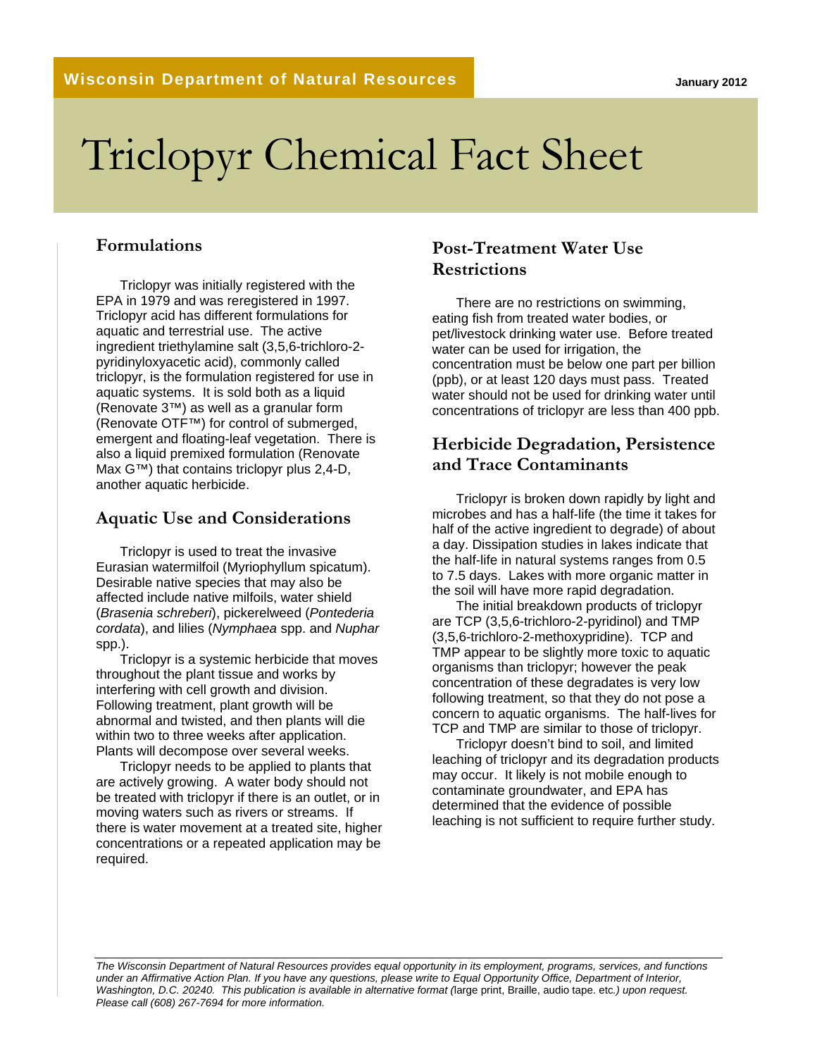Wisconsin Department of Natural Resources

January 2012

# Triclopyr Chemical Fact Sheet

## Formulations

Triclopyr was initially registered with the EPA in 1979 and was reregistered in 1997. Triclopyr acid has different formulations for aquatic and terrestrial use. The active ingredient triethylamine salt (3,5,6-trichloro-2-pyridinyloxyacetic acid), commonly called triclopyr, is the formulation registered for use in aquatic systems. It is sold both as a liquid (Renovate 3™) as well as a granular form (Renovate OTF™) for control of submerged, emergent and floating-leaf vegetation. There is also a liquid premixed formulation (Renovate Max G™) that contains triclopyr plus 2,4-D, another aquatic herbicide.

## Aquatic Use and Considerations

Triclopyr is used to treat the invasive Eurasian watermilfoil (Myriophyllum spicatum). Desirable native species that may also be affected include native milfoils, water shield (*Brasenia schreberi*), pickerelweed (*Pontederia cordata*), and lilies (*Nymphaea* spp. and *Nuphar* spp.).

Triclopyr is a systemic herbicide that moves throughout the plant tissue and works by interfering with cell growth and division. Following treatment, plant growth will be abnormal and twisted, and then plants will die within two to three weeks after application. Plants will decompose over several weeks.

Triclopyr needs to be applied to plants that are actively growing. A water body should not be treated with triclopyr if there is an outlet, or in moving waters such as rivers or streams. If there is water movement at a treated site, higher concentrations or a repeated application may be required.

## Post-Treatment Water Use Restrictions

There are no restrictions on swimming, eating fish from treated water bodies, or pet/livestock drinking water use. Before treated water can be used for irrigation, the concentration must be below one part per billion (ppb), or at least 120 days must pass. Treated water should not be used for drinking water until concentrations of triclopyr are less than 400 ppb.

## Herbicide Degradation, Persistence and Trace Contaminants

Triclopyr is broken down rapidly by light and microbes and has a half-life (the time it takes for half of the active ingredient to degrade) of about a day. Dissipation studies in lakes indicate that the half-life in natural systems ranges from 0.5 to 7.5 days. Lakes with more organic matter in the soil will have more rapid degradation.

The initial breakdown products of triclopyr are TCP (3,5,6-trichloro-2-pyridinol) and TMP (3,5,6-trichloro-2-methoxypridine). TCP and TMP appear to be slightly more toxic to aquatic organisms than triclopyr; however the peak concentration of these degradates is very low following treatment, so that they do not pose a concern to aquatic organisms. The half-lives for TCP and TMP are similar to those of triclopyr.

Triclopyr doesn't bind to soil, and limited leaching of triclopyr and its degradation products may occur. It likely is not mobile enough to contaminate groundwater, and EPA has determined that the evidence of possible leaching is not sufficient to require further study.

*The Wisconsin Department of Natural Resources provides equal opportunity in its employment, programs, services, and functions under an Affirmative Action Plan. If you have any questions, please write to Equal Opportunity Office, Department of Interior, Washington, D.C. 20240. This publication is available in alternative format (*large print, Braille, audio tape. etc.*) upon request. Please call (608) 267-7694 for more information.*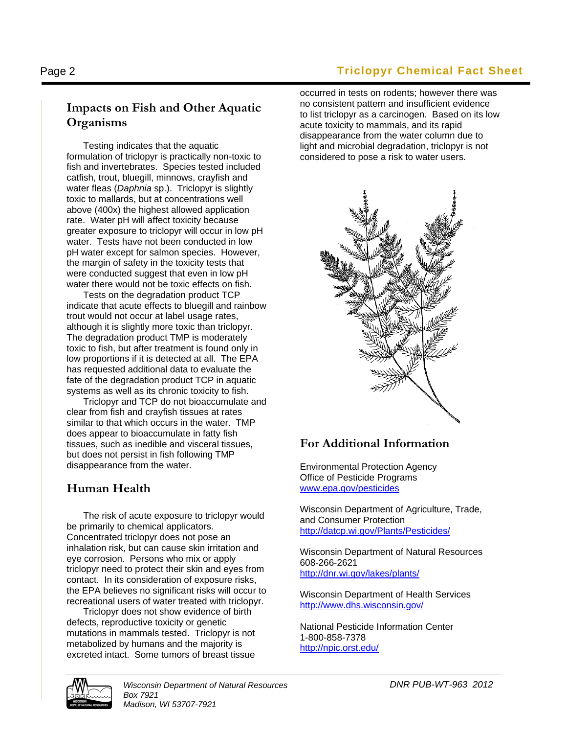## Impacts on Fish and Other Aquatic Organisms

Testing indicates that the aquatic formulation of triclopyr is practically non-toxic to fish and invertebrates. Species tested included catfish, trout, bluegill, minnows, crayfish and water fleas (*Daphnia* sp.). Triclopyr is slightly toxic to mallards, but at concentrations well above (400x) the highest allowed application rate. Water pH will affect toxicity because greater exposure to triclopyr will occur in low pH water. Tests have not been conducted in low pH water except for salmon species. However, the margin of safety in the toxicity tests that were conducted suggest that even in low pH water there would not be toxic effects on fish.

Tests on the degradation product TCP indicate that acute effects to bluegill and rainbow trout would not occur at label usage rates, although it is slightly more toxic than triclopyr. The degradation product TMP is moderately toxic to fish, but after treatment is found only in low proportions if it is detected at all. The EPA has requested additional data to evaluate the fate of the degradation product TCP in aquatic systems as well as its chronic toxicity to fish.

Triclopyr and TCP do not bioaccumulate and clear from fish and crayfish tissues at rates similar to that which occurs in the water. TMP does appear to bioaccumulate in fatty fish tissues, such as inedible and visceral tissues, but does not persist in fish following TMP disappearance from the water.

## Human Health

The risk of acute exposure to triclopyr would be primarily to chemical applicators. Concentrated triclopyr does not pose an inhalation risk, but can cause skin irritation and eye corrosion. Persons who mix or apply triclopyr need to protect their skin and eyes from contact. In its consideration of exposure risks, the EPA believes no significant risks will occur to recreational users of water treated with triclopyr.

Triclopyr does not show evidence of birth defects, reproductive toxicity or genetic mutations in mammals tested. Triclopyr is not metabolized by humans and the majority is excreted intact. Some tumors of breast tissue occurred in tests on rodents; however there was no consistent pattern and insufficient evidence to list triclopyr as a carcinogen. Based on its low acute toxicity to mammals, and its rapid disappearance from the water column due to light and microbial degradation, triclopyr is not considered to pose a risk to water users.

## For Additional Information

Environmental Protection Agency
Office of Pesticide Programs
www.epa.gov/pesticides

Wisconsin Department of Agriculture, Trade, and Consumer Protection
http://datcp.wi.gov/Plants/Pesticides/

Wisconsin Department of Natural Resources
608-266-2621
http://dnr.wi.gov/lakes/plants/

Wisconsin Department of Health Services
http://www.dhs.wisconsin.gov/

National Pesticide Information Center
1-800-858-7378
http://npic.orst.edu/

*Wisconsin Department of Natural Resources*
*Box 7921*
*Madison, WI 53707-7921*

*DNR PUB-WT-963 2012*